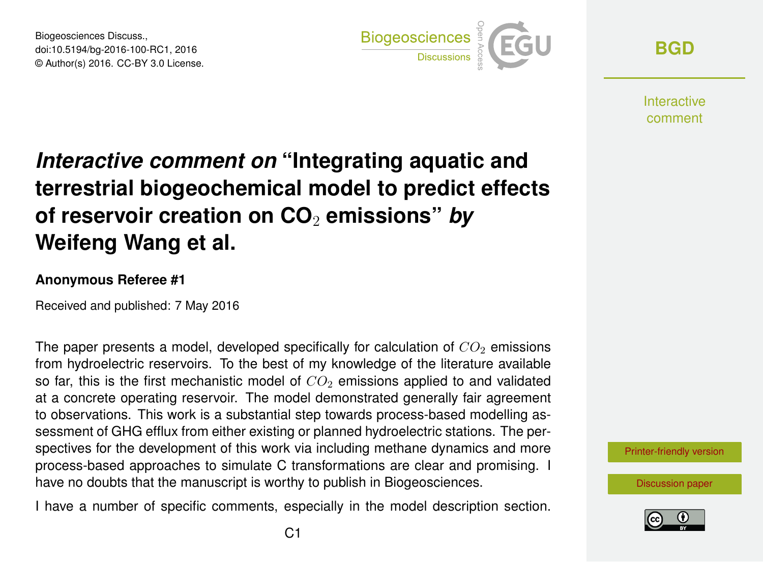# *Interactive comment on* "Integrating aquatic and terrestrial biogeochemical model to predict effects of reservoir creation on $CO_2$ emissions" *by* Weifeng Wang et al.

**Anonymous Referee #1**

Received and published: 7 May 2016

The paper presents a model, developed specifically for calculation of $CO_2$ emissions from hydroelectric reservoirs. To the best of my knowledge of the literature available so far, this is the first mechanistic model of $CO_2$ emissions applied to and validated at a concrete operating reservoir. The model demonstrated generally fair agreement to observations. This work is a substantial step towards process-based modelling assessment of GHG efflux from either existing or planned hydroelectric stations. The perspectives for the development of this work via including methane dynamics and more process-based approaches to simulate C transformations are clear and promising. I have no doubts that the manuscript is worthy to publish in Biogeosciences.

I have a number of specific comments, especially in the model description section.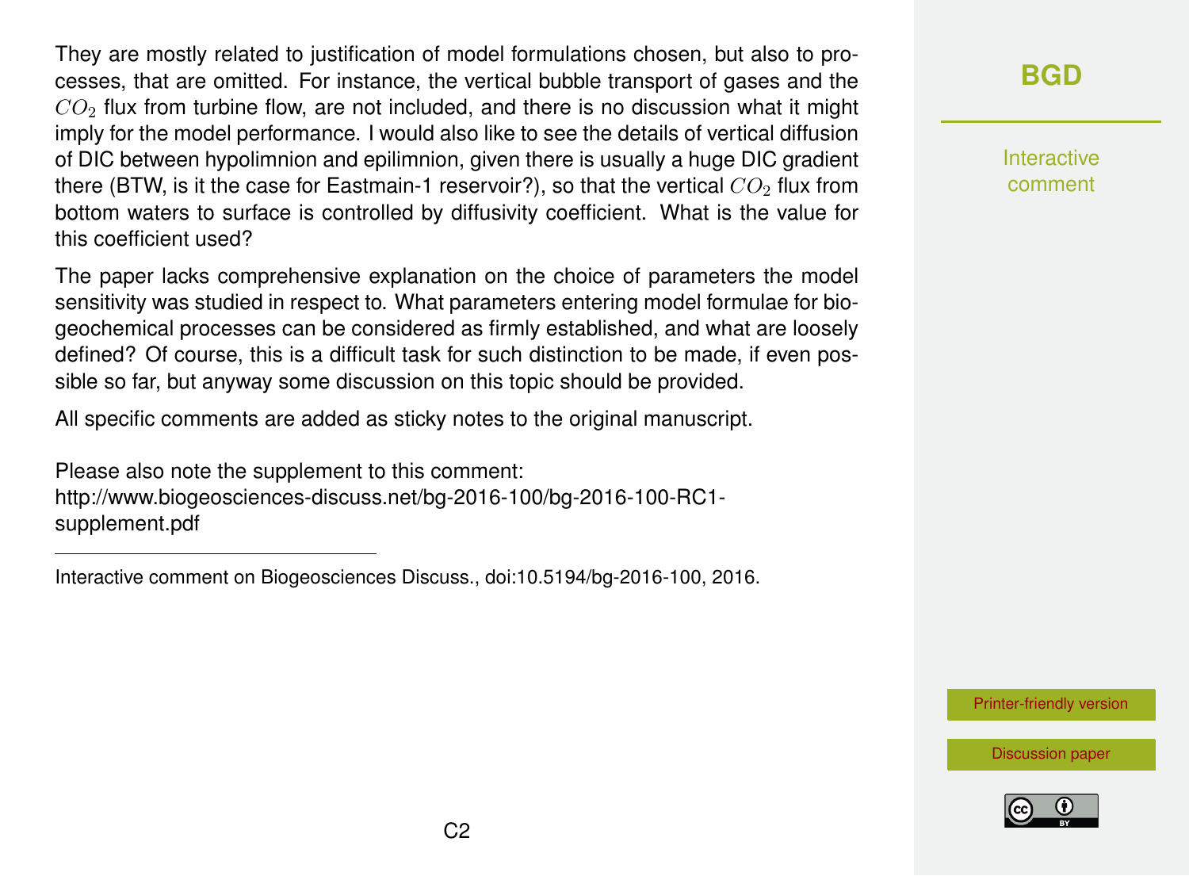They are mostly related to justification of model formulations chosen, but also to processes, that are omitted. For instance, the vertical bubble transport of gases and the $CO_2$ flux from turbine flow, are not included, and there is no discussion what it might imply for the model performance. I would also like to see the details of vertical diffusion of DIC between hypolimnion and epilimnion, given there is usually a huge DIC gradient there (BTW, is it the case for Eastmain-1 reservoir?), so that the vertical $CO_2$ flux from bottom waters to surface is controlled by diffusivity coefficient. What is the value for this coefficient used?

The paper lacks comprehensive explanation on the choice of parameters the model sensitivity was studied in respect to. What parameters entering model formulae for biogeochemical processes can be considered as firmly established, and what are loosely defined? Of course, this is a difficult task for such distinction to be made, if even possible so far, but anyway some discussion on this topic should be provided.

All specific comments are added as sticky notes to the original manuscript.

Please also note the supplement to this comment:
http://www.biogeosciences-discuss.net/bg-2016-100/bg-2016-100-RC1-supplement.pdf

---

Interactive comment on Biogeosciences Discuss., doi:10.5194/bg-2016-100, 2016.